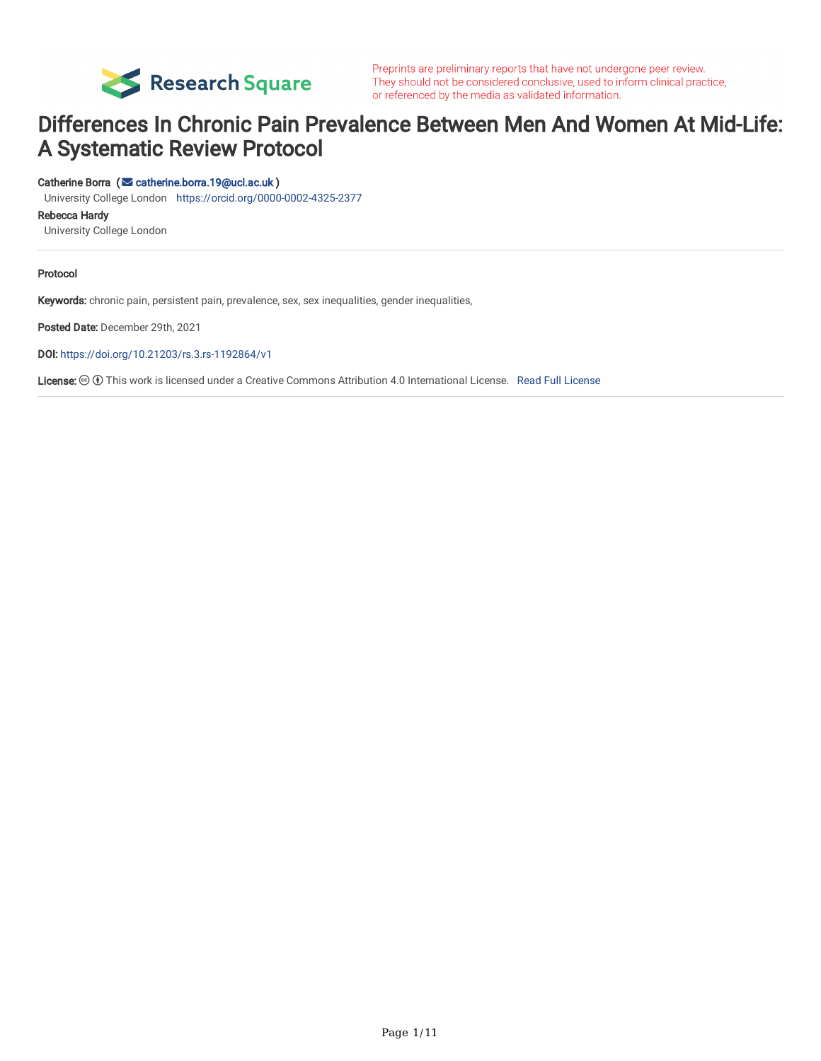Preprints are preliminary reports that have not undergone peer review. They should not be considered conclusive, used to inform clinical practice, or referenced by the media as validated information.

# Differences In Chronic Pain Prevalence Between Men And Women At Mid-Life: A Systematic Review Protocol

**Catherine Borra** ( catherine.borra.19@ucl.ac.uk )
University College London https://orcid.org/0000-0002-4325-2377

**Rebecca Hardy**
University College London

---

**Protocol**

**Keywords:** chronic pain, persistent pain, prevalence, sex, sex inequalities, gender inequalities,

**Posted Date:** December 29th, 2021

**DOI:** https://doi.org/10.21203/rs.3.rs-1192864/v1

**License:** This work is licensed under a Creative Commons Attribution 4.0 International License. Read Full License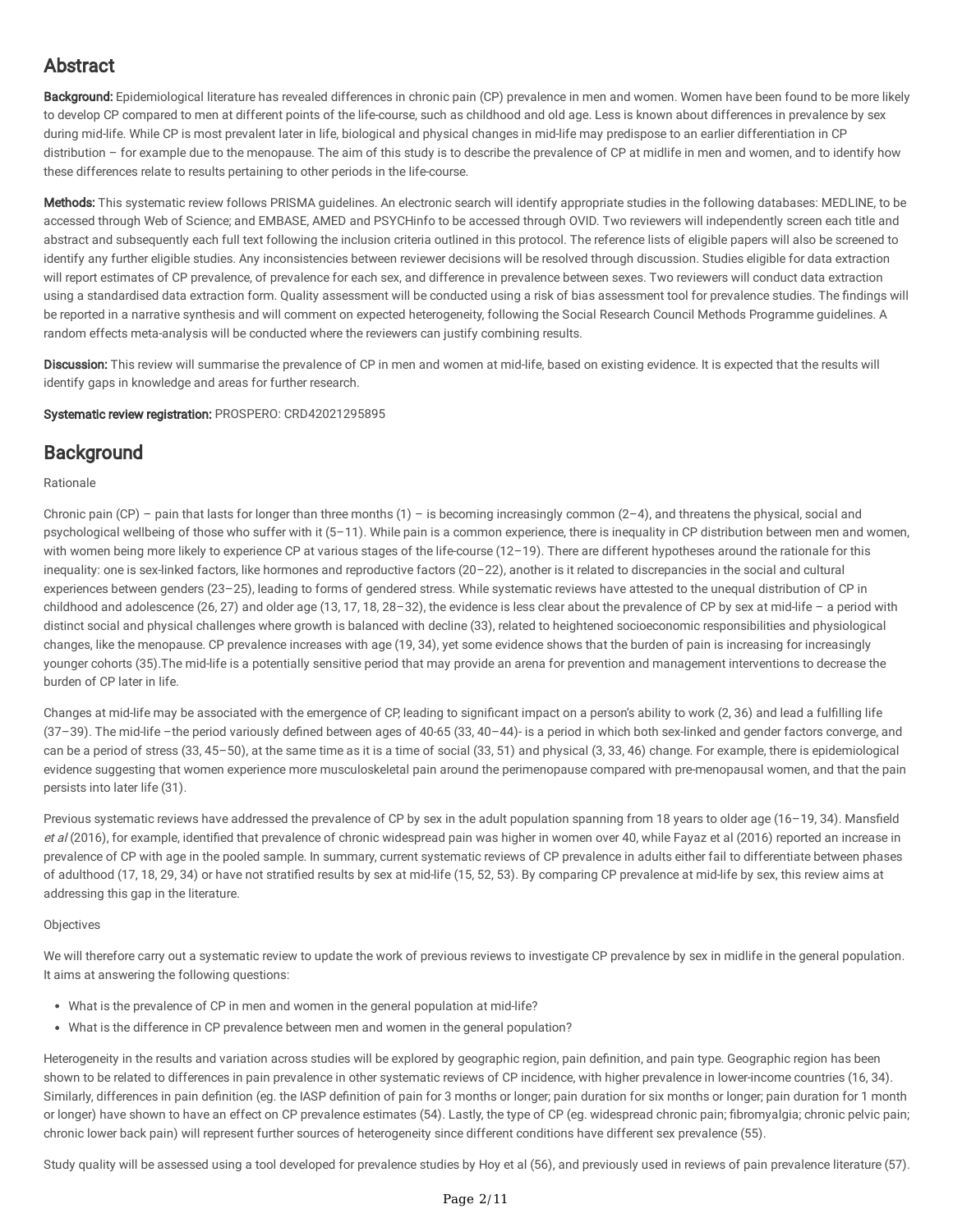## Abstract

**Background:** Epidemiological literature has revealed differences in chronic pain (CP) prevalence in men and women. Women have been found to be more likely to develop CP compared to men at different points of the life-course, such as childhood and old age. Less is known about differences in prevalence by sex during mid-life. While CP is most prevalent later in life, biological and physical changes in mid-life may predispose to an earlier differentiation in CP distribution – for example due to the menopause. The aim of this study is to describe the prevalence of CP at midlife in men and women, and to identify how these differences relate to results pertaining to other periods in the life-course.

**Methods:** This systematic review follows PRISMA guidelines. An electronic search will identify appropriate studies in the following databases: MEDLINE, to be accessed through Web of Science; and EMBASE, AMED and PSYCHinfo to be accessed through OVID. Two reviewers will independently screen each title and abstract and subsequently each full text following the inclusion criteria outlined in this protocol. The reference lists of eligible papers will also be screened to identify any further eligible studies. Any inconsistencies between reviewer decisions will be resolved through discussion. Studies eligible for data extraction will report estimates of CP prevalence, of prevalence for each sex, and difference in prevalence between sexes. Two reviewers will conduct data extraction using a standardised data extraction form. Quality assessment will be conducted using a risk of bias assessment tool for prevalence studies. The findings will be reported in a narrative synthesis and will comment on expected heterogeneity, following the Social Research Council Methods Programme guidelines. A random effects meta-analysis will be conducted where the reviewers can justify combining results.

**Discussion:** This review will summarise the prevalence of CP in men and women at mid-life, based on existing evidence. It is expected that the results will identify gaps in knowledge and areas for further research.

**Systematic review registration:** PROSPERO: CRD42021295895

## Background

Rationale

Chronic pain (CP) – pain that lasts for longer than three months (1) – is becoming increasingly common (2–4), and threatens the physical, social and psychological wellbeing of those who suffer with it (5–11). While pain is a common experience, there is inequality in CP distribution between men and women, with women being more likely to experience CP at various stages of the life-course (12–19). There are different hypotheses around the rationale for this inequality: one is sex-linked factors, like hormones and reproductive factors (20–22), another is it related to discrepancies in the social and cultural experiences between genders (23–25), leading to forms of gendered stress. While systematic reviews have attested to the unequal distribution of CP in childhood and adolescence (26, 27) and older age (13, 17, 18, 28–32), the evidence is less clear about the prevalence of CP by sex at mid-life – a period with distinct social and physical challenges where growth is balanced with decline (33), related to heightened socioeconomic responsibilities and physiological changes, like the menopause. CP prevalence increases with age (19, 34), yet some evidence shows that the burden of pain is increasing for increasingly younger cohorts (35).The mid-life is a potentially sensitive period that may provide an arena for prevention and management interventions to decrease the burden of CP later in life.

Changes at mid-life may be associated with the emergence of CP, leading to significant impact on a person's ability to work (2, 36) and lead a fulfilling life (37–39). The mid-life –the period variously defined between ages of 40-65 (33, 40–44)- is a period in which both sex-linked and gender factors converge, and can be a period of stress (33, 45–50), at the same time as it is a time of social (33, 51) and physical (3, 33, 46) change. For example, there is epidemiological evidence suggesting that women experience more musculoskeletal pain around the perimenopause compared with pre-menopausal women, and that the pain persists into later life (31).

Previous systematic reviews have addressed the prevalence of CP by sex in the adult population spanning from 18 years to older age (16–19, 34). Mansfield *et al* (2016), for example, identified that prevalence of chronic widespread pain was higher in women over 40, while Fayaz et al (2016) reported an increase in prevalence of CP with age in the pooled sample. In summary, current systematic reviews of CP prevalence in adults either fail to differentiate between phases of adulthood (17, 18, 29, 34) or have not stratified results by sex at mid-life (15, 52, 53). By comparing CP prevalence at mid-life by sex, this review aims at addressing this gap in the literature.

Objectives

We will therefore carry out a systematic review to update the work of previous reviews to investigate CP prevalence by sex in midlife in the general population. It aims at answering the following questions:

- What is the prevalence of CP in men and women in the general population at mid-life?
- What is the difference in CP prevalence between men and women in the general population?

Heterogeneity in the results and variation across studies will be explored by geographic region, pain definition, and pain type. Geographic region has been shown to be related to differences in pain prevalence in other systematic reviews of CP incidence, with higher prevalence in lower-income countries (16, 34). Similarly, differences in pain definition (eg. the IASP definition of pain for 3 months or longer; pain duration for six months or longer; pain duration for 1 month or longer) have shown to have an effect on CP prevalence estimates (54). Lastly, the type of CP (eg. widespread chronic pain; fibromyalgia; chronic pelvic pain; chronic lower back pain) will represent further sources of heterogeneity since different conditions have different sex prevalence (55).

Study quality will be assessed using a tool developed for prevalence studies by Hoy et al (56), and previously used in reviews of pain prevalence literature (57).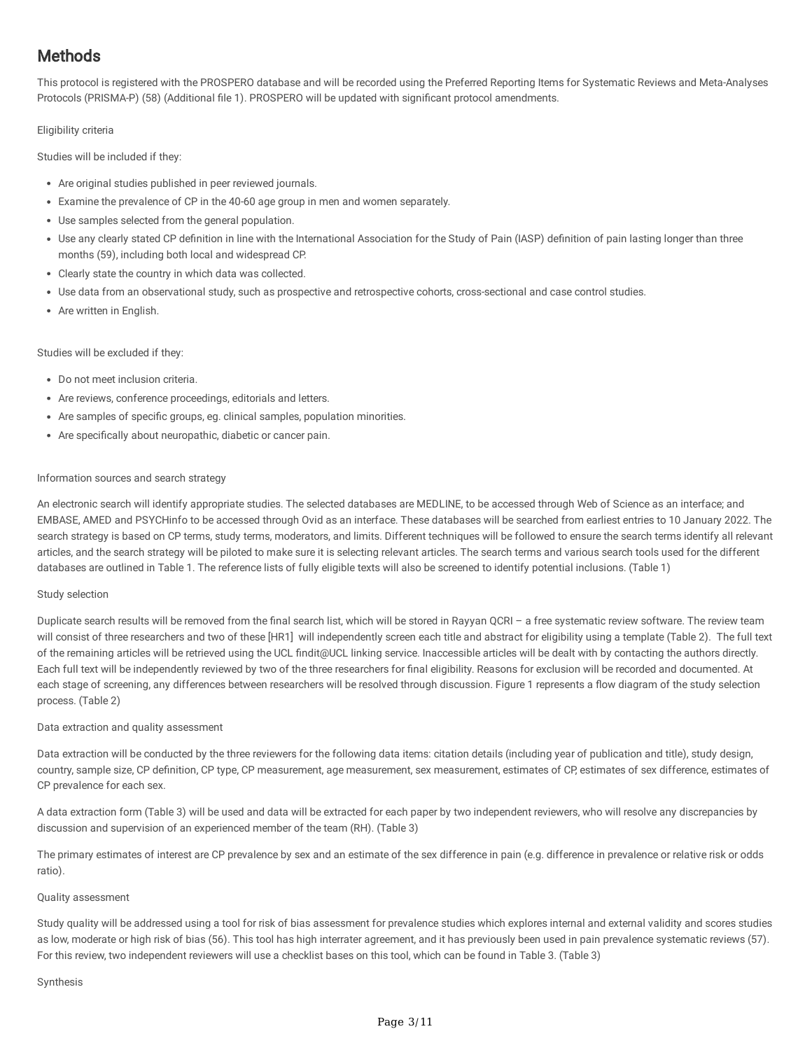## Methods

This protocol is registered with the PROSPERO database and will be recorded using the Preferred Reporting Items for Systematic Reviews and Meta-Analyses Protocols (PRISMA-P) (58) (Additional file 1). PROSPERO will be updated with significant protocol amendments.

Eligibility criteria

Studies will be included if they:

- Are original studies published in peer reviewed journals.
- Examine the prevalence of CP in the 40-60 age group in men and women separately.
- Use samples selected from the general population.
- Use any clearly stated CP definition in line with the International Association for the Study of Pain (IASP) definition of pain lasting longer than three months (59), including both local and widespread CP.
- Clearly state the country in which data was collected.
- Use data from an observational study, such as prospective and retrospective cohorts, cross-sectional and case control studies.
- Are written in English.

Studies will be excluded if they:

- Do not meet inclusion criteria.
- Are reviews, conference proceedings, editorials and letters.
- Are samples of specific groups, eg. clinical samples, population minorities.
- Are specifically about neuropathic, diabetic or cancer pain.

Information sources and search strategy

An electronic search will identify appropriate studies. The selected databases are MEDLINE, to be accessed through Web of Science as an interface; and EMBASE, AMED and PSYCHinfo to be accessed through Ovid as an interface. These databases will be searched from earliest entries to 10 January 2022. The search strategy is based on CP terms, study terms, moderators, and limits. Different techniques will be followed to ensure the search terms identify all relevant articles, and the search strategy will be piloted to make sure it is selecting relevant articles. The search terms and various search tools used for the different databases are outlined in Table 1. The reference lists of fully eligible texts will also be screened to identify potential inclusions. (Table 1)

Study selection

Duplicate search results will be removed from the final search list, which will be stored in Rayyan QCRI – a free systematic review software. The review team will consist of three researchers and two of these [HR1] will independently screen each title and abstract for eligibility using a template (Table 2). The full text of the remaining articles will be retrieved using the UCL findit@UCL linking service. Inaccessible articles will be dealt with by contacting the authors directly. Each full text will be independently reviewed by two of the three researchers for final eligibility. Reasons for exclusion will be recorded and documented. At each stage of screening, any differences between researchers will be resolved through discussion. Figure 1 represents a flow diagram of the study selection process. (Table 2)

Data extraction and quality assessment

Data extraction will be conducted by the three reviewers for the following data items: citation details (including year of publication and title), study design, country, sample size, CP definition, CP type, CP measurement, age measurement, sex measurement, estimates of CP, estimates of sex difference, estimates of CP prevalence for each sex.

A data extraction form (Table 3) will be used and data will be extracted for each paper by two independent reviewers, who will resolve any discrepancies by discussion and supervision of an experienced member of the team (RH). (Table 3)

The primary estimates of interest are CP prevalence by sex and an estimate of the sex difference in pain (e.g. difference in prevalence or relative risk or odds ratio).

Quality assessment

Study quality will be addressed using a tool for risk of bias assessment for prevalence studies which explores internal and external validity and scores studies as low, moderate or high risk of bias (56). This tool has high interrater agreement, and it has previously been used in pain prevalence systematic reviews (57). For this review, two independent reviewers will use a checklist bases on this tool, which can be found in Table 3. (Table 3)

Synthesis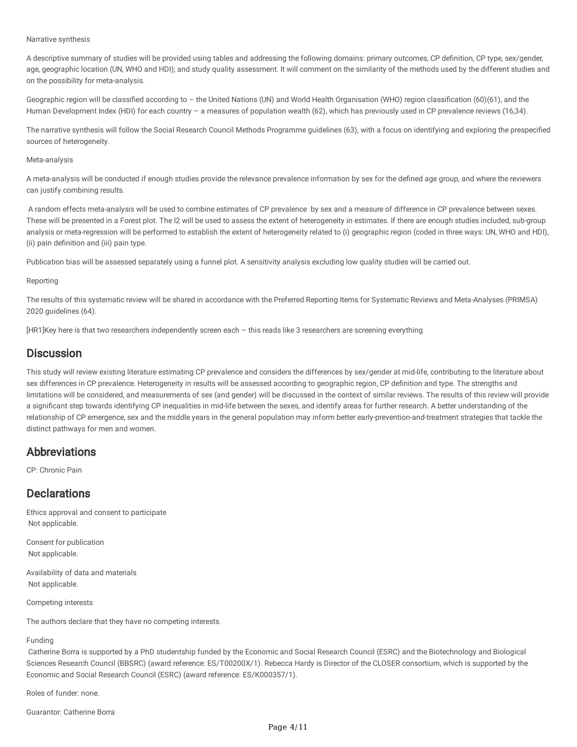Narrative synthesis

A descriptive summary of studies will be provided using tables and addressing the following domains: primary outcomes, CP definition, CP type, sex/gender, age, geographic location (UN, WHO and HDI); and study quality assessment. It will comment on the similarity of the methods used by the different studies and on the possibility for meta-analysis.

Geographic region will be classified according to – the United Nations (UN) and World Health Organisation (WHO) region classification (60)(61), and the Human Development Index (HDI) for each country – a measures of population wealth (62), which has previously used in CP prevalence reviews (16,34).

The narrative synthesis will follow the Social Research Council Methods Programme guidelines (63), with a focus on identifying and exploring the prespecified sources of heterogeneity.

Meta-analysis

A meta-analysis will be conducted if enough studies provide the relevance prevalence information by sex for the defined age group, and where the reviewers can justify combining results.

A random effects meta-analysis will be used to combine estimates of CP prevalence by sex and a measure of difference in CP prevalence between sexes. These will be presented in a Forest plot. The I2 will be used to assess the extent of heterogeneity in estimates. If there are enough studies included, sub-group analysis or meta-regression will be performed to establish the extent of heterogeneity related to (i) geographic region (coded in three ways: UN, WHO and HDI), (ii) pain definition and (iii) pain type.

Publication bias will be assessed separately using a funnel plot. A sensitivity analysis excluding low quality studies will be carried out.

Reporting

The results of this systematic review will be shared in accordance with the Preferred Reporting Items for Systematic Reviews and Meta-Analyses (PRIMSA) 2020 guidelines (64).

[HR1]Key here is that two researchers independently screen each – this reads like 3 researchers are screening everything

## Discussion

This study will review existing literature estimating CP prevalence and considers the differences by sex/gender at mid-life, contributing to the literature about sex differences in CP prevalence. Heterogeneity in results will be assessed according to geographic region, CP definition and type. The strengths and limitations will be considered, and measurements of sex (and gender) will be discussed in the context of similar reviews. The results of this review will provide a significant step towards identifying CP inequalities in mid-life between the sexes, and identify areas for further research. A better understanding of the relationship of CP emergence, sex and the middle years in the general population may inform better early-prevention-and-treatment strategies that tackle the distinct pathways for men and women.

## Abbreviations

CP: Chronic Pain

## Declarations

Ethics approval and consent to participate
Not applicable.

Consent for publication
Not applicable.

Availability of data and materials
Not applicable.

Competing interests

The authors declare that they have no competing interests.

Funding

Catherine Borra is supported by a PhD studentship funded by the Economic and Social Research Council (ESRC) and the Biotechnology and Biological Sciences Research Council (BBSRC) (award reference: ES/T00200X/1). Rebecca Hardy is Director of the CLOSER consortium, which is supported by the Economic and Social Research Council (ESRC) (award reference: ES/K000357/1).

Roles of funder: none.

Guarantor: Catherine Borra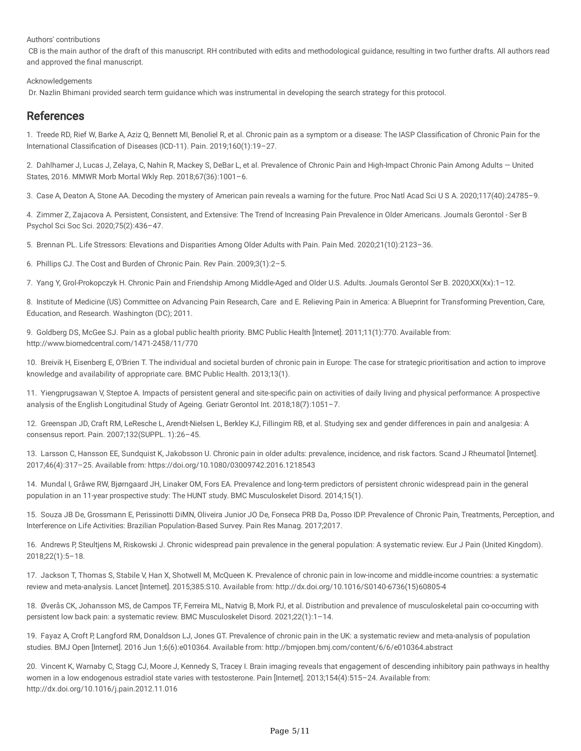Authors' contributions

CB is the main author of the draft of this manuscript. RH contributed with edits and methodological guidance, resulting in two further drafts. All authors read and approved the final manuscript.

Acknowledgements

Dr. Nazlin Bhimani provided search term guidance which was instrumental in developing the search strategy for this protocol.

## References

1. Treede RD, Rief W, Barke A, Aziz Q, Bennett MI, Benoliel R, et al. Chronic pain as a symptom or a disease: The IASP Classification of Chronic Pain for the International Classification of Diseases (ICD-11). Pain. 2019;160(1):19–27.

2. Dahlhamer J, Lucas J, Zelaya, C, Nahin R, Mackey S, DeBar L, et al. Prevalence of Chronic Pain and High-Impact Chronic Pain Among Adults — United States, 2016. MMWR Morb Mortal Wkly Rep. 2018;67(36):1001–6.

3. Case A, Deaton A, Stone AA. Decoding the mystery of American pain reveals a warning for the future. Proc Natl Acad Sci U S A. 2020;117(40):24785–9.

4. Zimmer Z, Zajacova A. Persistent, Consistent, and Extensive: The Trend of Increasing Pain Prevalence in Older Americans. Journals Gerontol - Ser B Psychol Sci Soc Sci. 2020;75(2):436–47.

5. Brennan PL. Life Stressors: Elevations and Disparities Among Older Adults with Pain. Pain Med. 2020;21(10):2123–36.

6. Phillips CJ. The Cost and Burden of Chronic Pain. Rev Pain. 2009;3(1):2–5.

7. Yang Y, Grol-Prokopczyk H. Chronic Pain and Friendship Among Middle-Aged and Older U.S. Adults. Journals Gerontol Ser B. 2020;XX(Xx):1–12.

8. Institute of Medicine (US) Committee on Advancing Pain Research, Care and E. Relieving Pain in America: A Blueprint for Transforming Prevention, Care, Education, and Research. Washington (DC); 2011.

9. Goldberg DS, McGee SJ. Pain as a global public health priority. BMC Public Health [Internet]. 2011;11(1):770. Available from: http://www.biomedcentral.com/1471-2458/11/770

10. Breivik H, Eisenberg E, O'Brien T. The individual and societal burden of chronic pain in Europe: The case for strategic prioritisation and action to improve knowledge and availability of appropriate care. BMC Public Health. 2013;13(1).

11. Yiengprugsawan V, Steptoe A. Impacts of persistent general and site-specific pain on activities of daily living and physical performance: A prospective analysis of the English Longitudinal Study of Ageing. Geriatr Gerontol Int. 2018;18(7):1051–7.

12. Greenspan JD, Craft RM, LeResche L, Arendt-Nielsen L, Berkley KJ, Fillingim RB, et al. Studying sex and gender differences in pain and analgesia: A consensus report. Pain. 2007;132(SUPPL. 1):26–45.

13. Larsson C, Hansson EE, Sundquist K, Jakobsson U. Chronic pain in older adults: prevalence, incidence, and risk factors. Scand J Rheumatol [Internet]. 2017;46(4):317–25. Available from: https://doi.org/10.1080/03009742.2016.1218543

14. Mundal I, Gråwe RW, Bjørngaard JH, Linaker OM, Fors EA. Prevalence and long-term predictors of persistent chronic widespread pain in the general population in an 11-year prospective study: The HUNT study. BMC Musculoskelet Disord. 2014;15(1).

15. Souza JB De, Grossmann E, Perissinotti DiMN, Oliveira Junior JO De, Fonseca PRB Da, Posso IDP. Prevalence of Chronic Pain, Treatments, Perception, and Interference on Life Activities: Brazilian Population-Based Survey. Pain Res Manag. 2017;2017.

16. Andrews P, Steultjens M, Riskowski J. Chronic widespread pain prevalence in the general population: A systematic review. Eur J Pain (United Kingdom). 2018;22(1):5–18.

17. Jackson T, Thomas S, Stabile V, Han X, Shotwell M, McQueen K. Prevalence of chronic pain in low-income and middle-income countries: a systematic review and meta-analysis. Lancet [Internet]. 2015;385:S10. Available from: http://dx.doi.org/10.1016/S0140-6736(15)60805-4

18. Øverås CK, Johansson MS, de Campos TF, Ferreira ML, Natvig B, Mork PJ, et al. Distribution and prevalence of musculoskeletal pain co-occurring with persistent low back pain: a systematic review. BMC Musculoskelet Disord. 2021;22(1):1–14.

19. Fayaz A, Croft P, Langford RM, Donaldson LJ, Jones GT. Prevalence of chronic pain in the UK: a systematic review and meta-analysis of population studies. BMJ Open [Internet]. 2016 Jun 1;6(6):e010364. Available from: http://bmjopen.bmj.com/content/6/6/e010364.abstract

20. Vincent K, Warnaby C, Stagg CJ, Moore J, Kennedy S, Tracey I. Brain imaging reveals that engagement of descending inhibitory pain pathways in healthy women in a low endogenous estradiol state varies with testosterone. Pain [Internet]. 2013;154(4):515–24. Available from: http://dx.doi.org/10.1016/j.pain.2012.11.016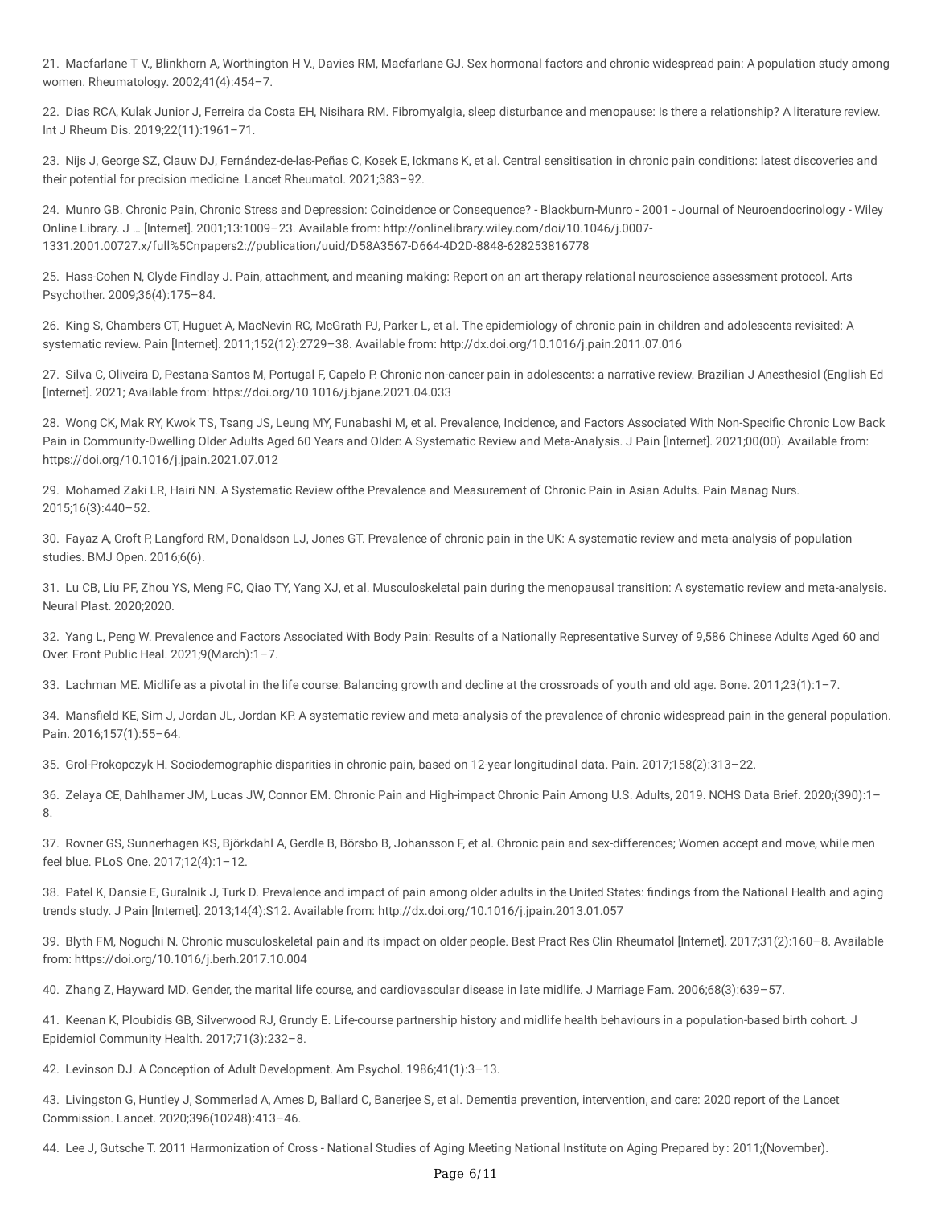21. Macfarlane T V., Blinkhorn A, Worthington H V., Davies RM, Macfarlane GJ. Sex hormonal factors and chronic widespread pain: A population study among women. Rheumatology. 2002;41(4):454–7.

22. Dias RCA, Kulak Junior J, Ferreira da Costa EH, Nisihara RM. Fibromyalgia, sleep disturbance and menopause: Is there a relationship? A literature review. Int J Rheum Dis. 2019;22(11):1961–71.

23. Nijs J, George SZ, Clauw DJ, Fernández-de-las-Peñas C, Kosek E, Ickmans K, et al. Central sensitisation in chronic pain conditions: latest discoveries and their potential for precision medicine. Lancet Rheumatol. 2021;383–92.

24. Munro GB. Chronic Pain, Chronic Stress and Depression: Coincidence or Consequence? - Blackburn-Munro - 2001 - Journal of Neuroendocrinology - Wiley Online Library. J … [Internet]. 2001;13:1009–23. Available from: http://onlinelibrary.wiley.com/doi/10.1046/j.0007-1331.2001.00727.x/full%5Cnpapers2://publication/uuid/D58A3567-D664-4D2D-8848-628253816778

25. Hass-Cohen N, Clyde Findlay J. Pain, attachment, and meaning making: Report on an art therapy relational neuroscience assessment protocol. Arts Psychother. 2009;36(4):175–84.

26. King S, Chambers CT, Huguet A, MacNevin RC, McGrath PJ, Parker L, et al. The epidemiology of chronic pain in children and adolescents revisited: A systematic review. Pain [Internet]. 2011;152(12):2729–38. Available from: http://dx.doi.org/10.1016/j.pain.2011.07.016

27. Silva C, Oliveira D, Pestana-Santos M, Portugal F, Capelo P. Chronic non-cancer pain in adolescents: a narrative review. Brazilian J Anesthesiol (English Ed [Internet]. 2021; Available from: https://doi.org/10.1016/j.bjane.2021.04.033

28. Wong CK, Mak RY, Kwok TS, Tsang JS, Leung MY, Funabashi M, et al. Prevalence, Incidence, and Factors Associated With Non-Specific Chronic Low Back Pain in Community-Dwelling Older Adults Aged 60 Years and Older: A Systematic Review and Meta-Analysis. J Pain [Internet]. 2021;00(00). Available from: https://doi.org/10.1016/j.jpain.2021.07.012

29. Mohamed Zaki LR, Hairi NN. A Systematic Review ofthe Prevalence and Measurement of Chronic Pain in Asian Adults. Pain Manag Nurs. 2015;16(3):440–52.

30. Fayaz A, Croft P, Langford RM, Donaldson LJ, Jones GT. Prevalence of chronic pain in the UK: A systematic review and meta-analysis of population studies. BMJ Open. 2016;6(6).

31. Lu CB, Liu PF, Zhou YS, Meng FC, Qiao TY, Yang XJ, et al. Musculoskeletal pain during the menopausal transition: A systematic review and meta-analysis. Neural Plast. 2020;2020.

32. Yang L, Peng W. Prevalence and Factors Associated With Body Pain: Results of a Nationally Representative Survey of 9,586 Chinese Adults Aged 60 and Over. Front Public Heal. 2021;9(March):1–7.

33. Lachman ME. Midlife as a pivotal in the life course: Balancing growth and decline at the crossroads of youth and old age. Bone. 2011;23(1):1–7.

34. Mansfield KE, Sim J, Jordan JL, Jordan KP. A systematic review and meta-analysis of the prevalence of chronic widespread pain in the general population. Pain. 2016;157(1):55–64.

35. Grol-Prokopczyk H. Sociodemographic disparities in chronic pain, based on 12-year longitudinal data. Pain. 2017;158(2):313–22.

36. Zelaya CE, Dahlhamer JM, Lucas JW, Connor EM. Chronic Pain and High-impact Chronic Pain Among U.S. Adults, 2019. NCHS Data Brief. 2020;(390):1–8.

37. Rovner GS, Sunnerhagen KS, Björkdahl A, Gerdle B, Börsbo B, Johansson F, et al. Chronic pain and sex-differences; Women accept and move, while men feel blue. PLoS One. 2017;12(4):1–12.

38. Patel K, Dansie E, Guralnik J, Turk D. Prevalence and impact of pain among older adults in the United States: findings from the National Health and aging trends study. J Pain [Internet]. 2013;14(4):S12. Available from: http://dx.doi.org/10.1016/j.jpain.2013.01.057

39. Blyth FM, Noguchi N. Chronic musculoskeletal pain and its impact on older people. Best Pract Res Clin Rheumatol [Internet]. 2017;31(2):160–8. Available from: https://doi.org/10.1016/j.berh.2017.10.004

40. Zhang Z, Hayward MD. Gender, the marital life course, and cardiovascular disease in late midlife. J Marriage Fam. 2006;68(3):639–57.

41. Keenan K, Ploubidis GB, Silverwood RJ, Grundy E. Life-course partnership history and midlife health behaviours in a population-based birth cohort. J Epidemiol Community Health. 2017;71(3):232–8.

42. Levinson DJ. A Conception of Adult Development. Am Psychol. 1986;41(1):3–13.

43. Livingston G, Huntley J, Sommerlad A, Ames D, Ballard C, Banerjee S, et al. Dementia prevention, intervention, and care: 2020 report of the Lancet Commission. Lancet. 2020;396(10248):413–46.

44. Lee J, Gutsche T. 2011 Harmonization of Cross - National Studies of Aging Meeting National Institute on Aging Prepared by : 2011;(November).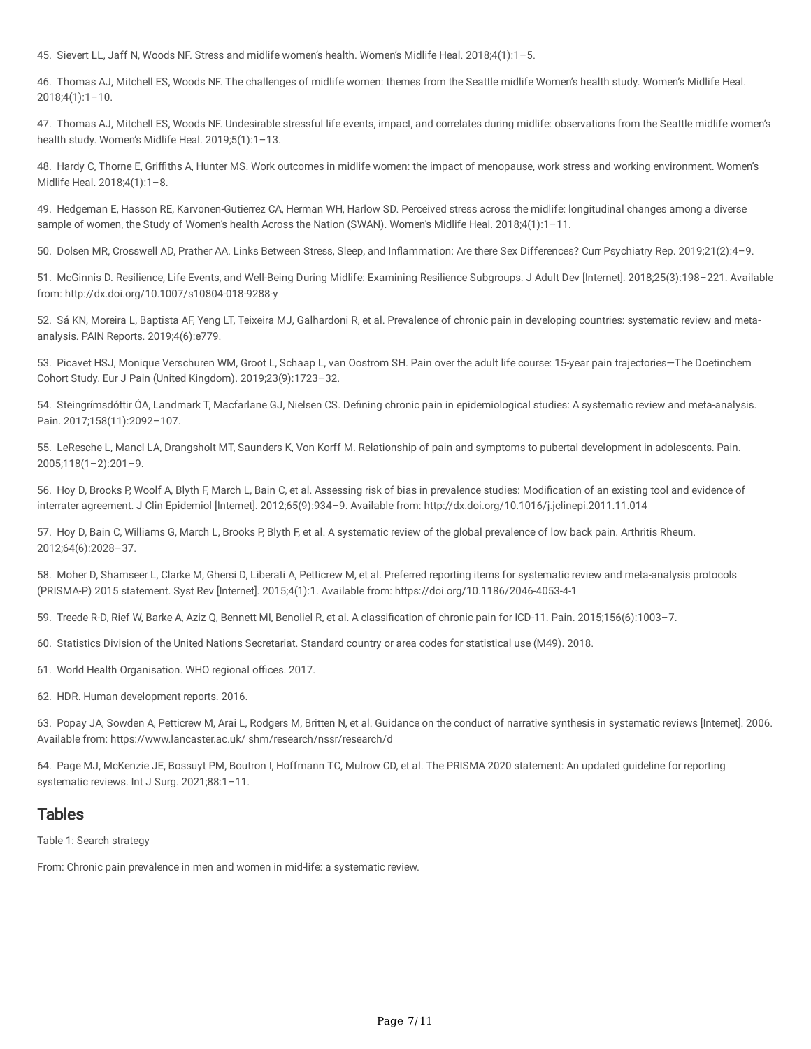45. Sievert LL, Jaff N, Woods NF. Stress and midlife women's health. Women's Midlife Heal. 2018;4(1):1–5.

46. Thomas AJ, Mitchell ES, Woods NF. The challenges of midlife women: themes from the Seattle midlife Women's health study. Women's Midlife Heal. 2018;4(1):1–10.

47. Thomas AJ, Mitchell ES, Woods NF. Undesirable stressful life events, impact, and correlates during midlife: observations from the Seattle midlife women's health study. Women's Midlife Heal. 2019;5(1):1–13.

48. Hardy C, Thorne E, Griffiths A, Hunter MS. Work outcomes in midlife women: the impact of menopause, work stress and working environment. Women's Midlife Heal. 2018;4(1):1–8.

49. Hedgeman E, Hasson RE, Karvonen-Gutierrez CA, Herman WH, Harlow SD. Perceived stress across the midlife: longitudinal changes among a diverse sample of women, the Study of Women's health Across the Nation (SWAN). Women's Midlife Heal. 2018;4(1):1–11.

50. Dolsen MR, Crosswell AD, Prather AA. Links Between Stress, Sleep, and Inflammation: Are there Sex Differences? Curr Psychiatry Rep. 2019;21(2):4–9.

51. McGinnis D. Resilience, Life Events, and Well-Being During Midlife: Examining Resilience Subgroups. J Adult Dev [Internet]. 2018;25(3):198–221. Available from: http://dx.doi.org/10.1007/s10804-018-9288-y

52. Sá KN, Moreira L, Baptista AF, Yeng LT, Teixeira MJ, Galhardoni R, et al. Prevalence of chronic pain in developing countries: systematic review and meta-analysis. PAIN Reports. 2019;4(6):e779.

53. Picavet HSJ, Monique Verschuren WM, Groot L, Schaap L, van Oostrom SH. Pain over the adult life course: 15-year pain trajectories—The Doetinchem Cohort Study. Eur J Pain (United Kingdom). 2019;23(9):1723–32.

54. Steingrímsdóttir ÓA, Landmark T, Macfarlane GJ, Nielsen CS. Defining chronic pain in epidemiological studies: A systematic review and meta-analysis. Pain. 2017;158(11):2092–107.

55. LeResche L, Mancl LA, Drangsholt MT, Saunders K, Von Korff M. Relationship of pain and symptoms to pubertal development in adolescents. Pain. 2005;118(1–2):201–9.

56. Hoy D, Brooks P, Woolf A, Blyth F, March L, Bain C, et al. Assessing risk of bias in prevalence studies: Modification of an existing tool and evidence of interrater agreement. J Clin Epidemiol [Internet]. 2012;65(9):934–9. Available from: http://dx.doi.org/10.1016/j.jclinepi.2011.11.014

57. Hoy D, Bain C, Williams G, March L, Brooks P, Blyth F, et al. A systematic review of the global prevalence of low back pain. Arthritis Rheum. 2012;64(6):2028–37.

58. Moher D, Shamseer L, Clarke M, Ghersi D, Liberati A, Petticrew M, et al. Preferred reporting items for systematic review and meta-analysis protocols (PRISMA-P) 2015 statement. Syst Rev [Internet]. 2015;4(1):1. Available from: https://doi.org/10.1186/2046-4053-4-1

59. Treede R-D, Rief W, Barke A, Aziz Q, Bennett MI, Benoliel R, et al. A classification of chronic pain for ICD-11. Pain. 2015;156(6):1003–7.

60. Statistics Division of the United Nations Secretariat. Standard country or area codes for statistical use (M49). 2018.

61. World Health Organisation. WHO regional offices. 2017.

62. HDR. Human development reports. 2016.

63. Popay JA, Sowden A, Petticrew M, Arai L, Rodgers M, Britten N, et al. Guidance on the conduct of narrative synthesis in systematic reviews [Internet]. 2006. Available from: https://www.lancaster.ac.uk/ shm/research/nssr/research/d

64. Page MJ, McKenzie JE, Bossuyt PM, Boutron I, Hoffmann TC, Mulrow CD, et al. The PRISMA 2020 statement: An updated guideline for reporting systematic reviews. Int J Surg. 2021;88:1–11.

## Tables

Table 1: Search strategy

From: Chronic pain prevalence in men and women in mid-life: a systematic review.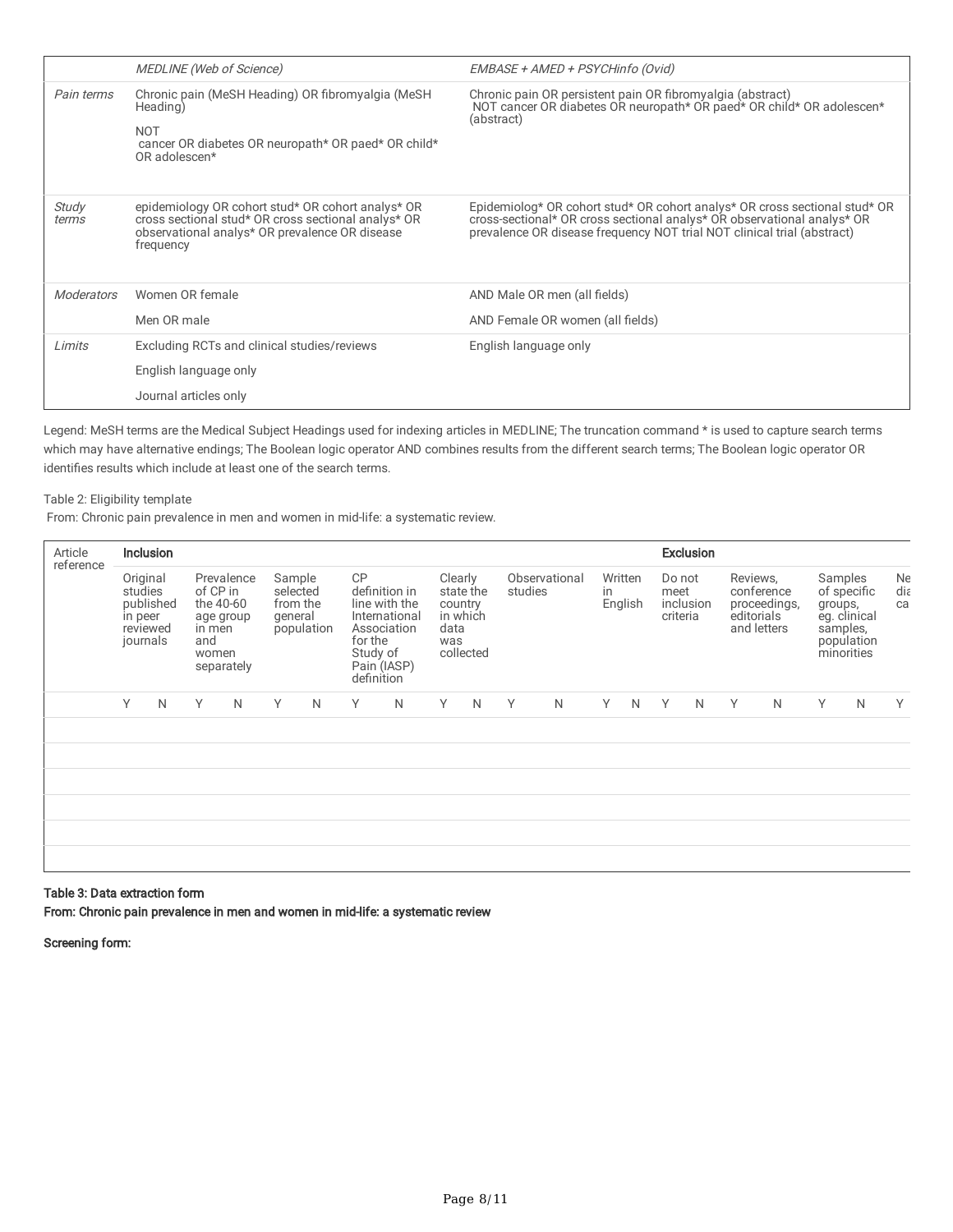| | *MEDLINE (Web of Science)* | *EMBASE + AMED + PSYCHinfo (Ovid)* |
|---|---|---|
| *Pain terms* | Chronic pain (MeSH Heading) OR fibromyalgia (MeSH Heading)<br>NOT<br>cancer OR diabetes OR neuropath* OR paed* OR child* OR adolescen* | Chronic pain OR persistent pain OR fibromyalgia (abstract)<br>NOT cancer OR diabetes OR neuropath* OR paed* OR child* OR adolescen* (abstract) |
| *Study terms* | epidemiology OR cohort stud* OR cohort analys* OR cross sectional stud* OR cross sectional analys* OR observational analys* OR prevalence OR disease frequency | Epidemiolog* OR cohort stud* OR cohort analys* OR cross sectional stud* OR cross-sectional* OR cross sectional analys* OR observational analys* OR prevalence OR disease frequency NOT trial NOT clinical trial (abstract) |
| *Moderators* | Women OR female<br>Men OR male | AND Male OR men (all fields)<br>AND Female OR women (all fields) |
| *Limits* | Excluding RCTs and clinical studies/reviews<br>English language only<br>Journal articles only | English language only |

Legend: MeSH terms are the Medical Subject Headings used for indexing articles in MEDLINE; The truncation command * is used to capture search terms which may have alternative endings; The Boolean logic operator AND combines results from the different search terms; The Boolean logic operator OR identifies results which include at least one of the search terms.

Table 2: Eligibility template

From: Chronic pain prevalence in men and women in mid-life: a systematic review.

| Article reference | **Inclusion** | | | | | | | | | | | | | | **Exclusion** | | | | | | |
|---|---|---|---|---|---|---|---|---|---|---|---|---|---|---|---|---|---|---|---|---|---|
| | Original studies published in peer reviewed journals | | Prevalence of CP in the 40-60 age group in men and women separately | | Sample selected from the general population | | CP definition in line with the International Association for the Study of Pain (IASP) definition | | Clearly state the country in which data was collected | | Observational studies | | Written in English | | Do not meet inclusion criteria | | Reviews, conference proceedings, editorials and letters | | Samples of specific groups, eg. clinical samples, population minorities | | Ne dia ca |
| | Y | N | Y | N | Y | N | Y | N | Y | N | Y | N | Y | N | Y | N | Y | N | Y | N | Y |
| | | | | | | | | | | | | | | | | | | | | | |
| | | | | | | | | | | | | | | | | | | | | | |
| | | | | | | | | | | | | | | | | | | | | | |
| | | | | | | | | | | | | | | | | | | | | | |
| | | | | | | | | | | | | | | | | | | | | | |
| | | | | | | | | | | | | | | | | | | | | | |

**Table 3: Data extraction form**

**From: Chronic pain prevalence in men and women in mid-life: a systematic review**

**Screening form:**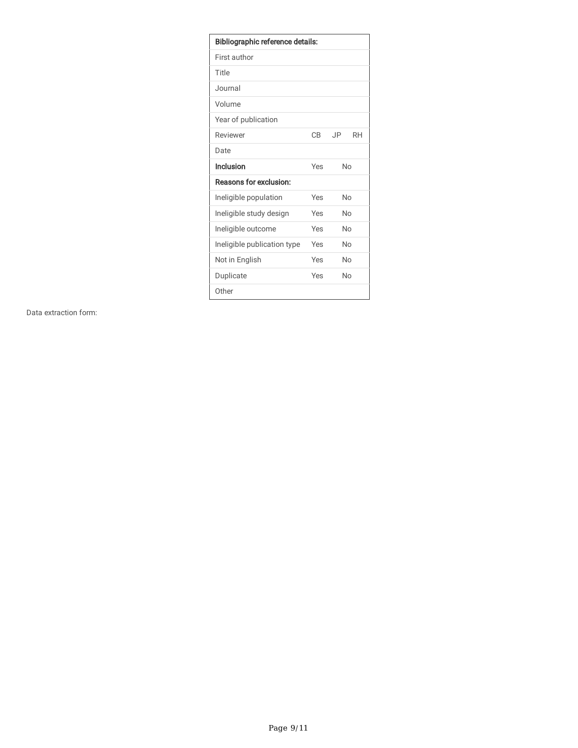| Bibliographic reference details: | | | |
|---|---|---|---|
| First author | | | |
| Title | | | |
| Journal | | | |
| Volume | | | |
| Year of publication | | | |
| Reviewer | CB | JP | RH |
| Date | | | |
| **Inclusion** | Yes | No | |
| **Reasons for exclusion:** | | | |
| Ineligible population | Yes | No | |
| Ineligible study design | Yes | No | |
| Ineligible outcome | Yes | No | |
| Ineligible publication type | Yes | No | |
| Not in English | Yes | No | |
| Duplicate | Yes | No | |
| Other | | | |

Data extraction form: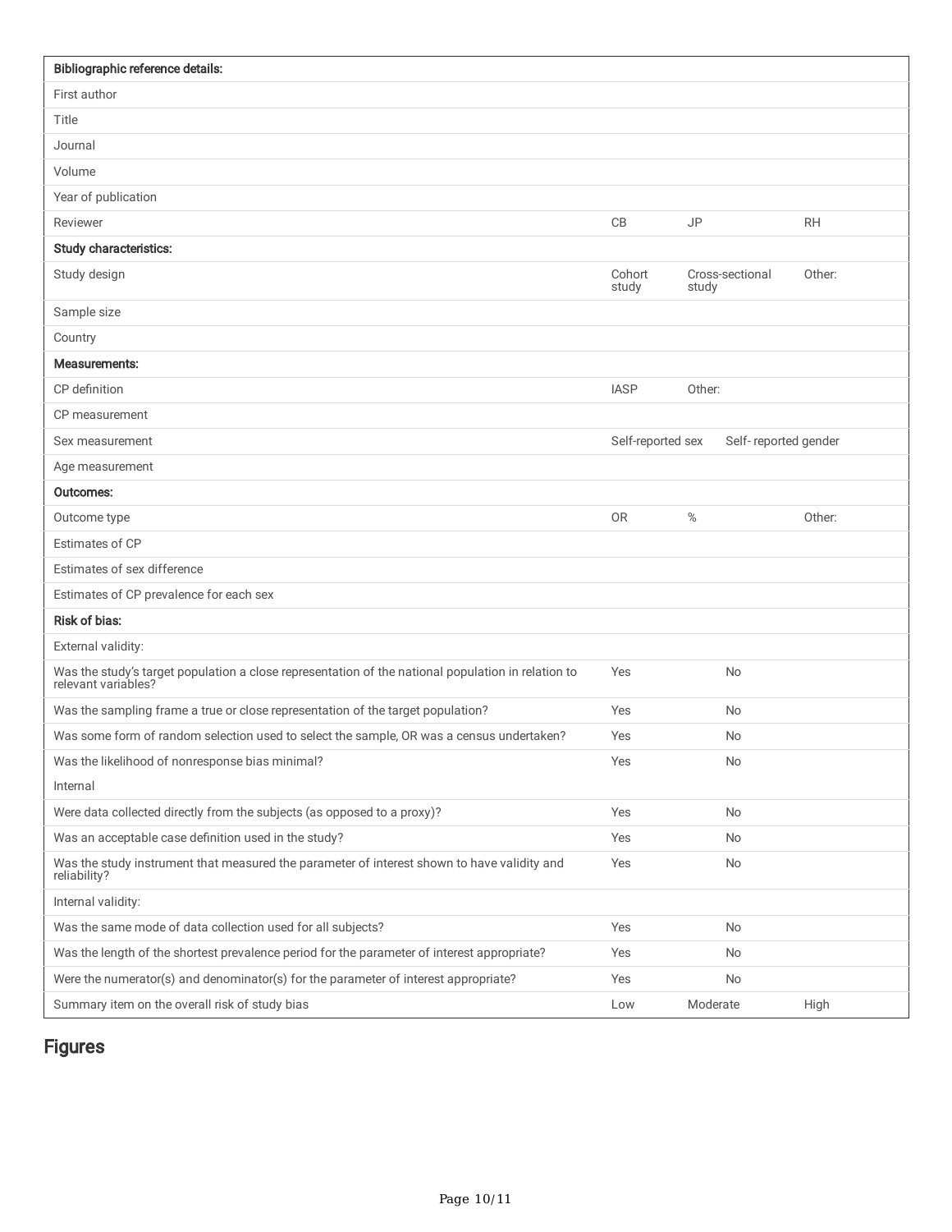| Bibliographic reference details: | | | |
|---|---|---|---|
| First author | | | |
| Title | | | |
| Journal | | | |
| Volume | | | |
| Year of publication | | | |
| Reviewer | CB | JP | RH |
| **Study characteristics:** | | | |
| Study design | Cohort study | Cross-sectional study | Other: |
| Sample size | | | |
| Country | | | |
| **Measurements:** | | | |
| CP definition | IASP | Other: | |
| CP measurement | | | |
| Sex measurement | Self-reported sex | Self- reported gender | |
| Age measurement | | | |
| **Outcomes:** | | | |
| Outcome type | OR | % | Other: |
| Estimates of CP | | | |
| Estimates of sex difference | | | |
| Estimates of CP prevalence for each sex | | | |
| **Risk of bias:** | | | |
| External validity: | | | |
| Was the study's target population a close representation of the national population in relation to relevant variables? | Yes | No | |
| Was the sampling frame a true or close representation of the target population? | Yes | No | |
| Was some form of random selection used to select the sample, OR was a census undertaken? | Yes | No | |
| Was the likelihood of nonresponse bias minimal? | Yes | No | |
| Internal | | | |
| Were data collected directly from the subjects (as opposed to a proxy)? | Yes | No | |
| Was an acceptable case definition used in the study? | Yes | No | |
| Was the study instrument that measured the parameter of interest shown to have validity and reliability? | Yes | No | |
| Internal validity: | | | |
| Was the same mode of data collection used for all subjects? | Yes | No | |
| Was the length of the shortest prevalence period for the parameter of interest appropriate? | Yes | No | |
| Were the numerator(s) and denominator(s) for the parameter of interest appropriate? | Yes | No | |
| Summary item on the overall risk of study bias | Low | Moderate | High |

## Figures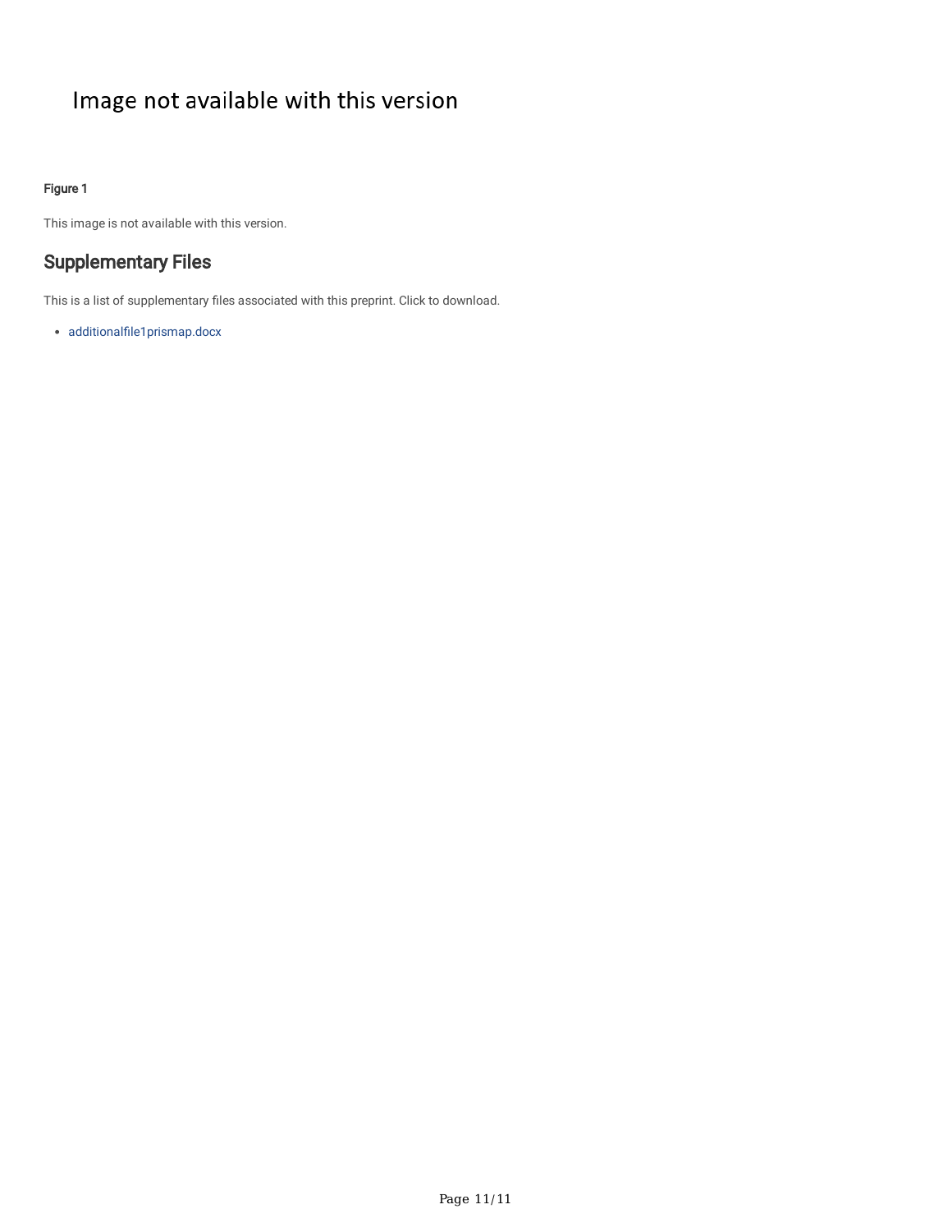Image not available with this version

**Figure 1**

This image is not available with this version.

## Supplementary Files

This is a list of supplementary files associated with this preprint. Click to download.

- additionalfile1prismap.docx